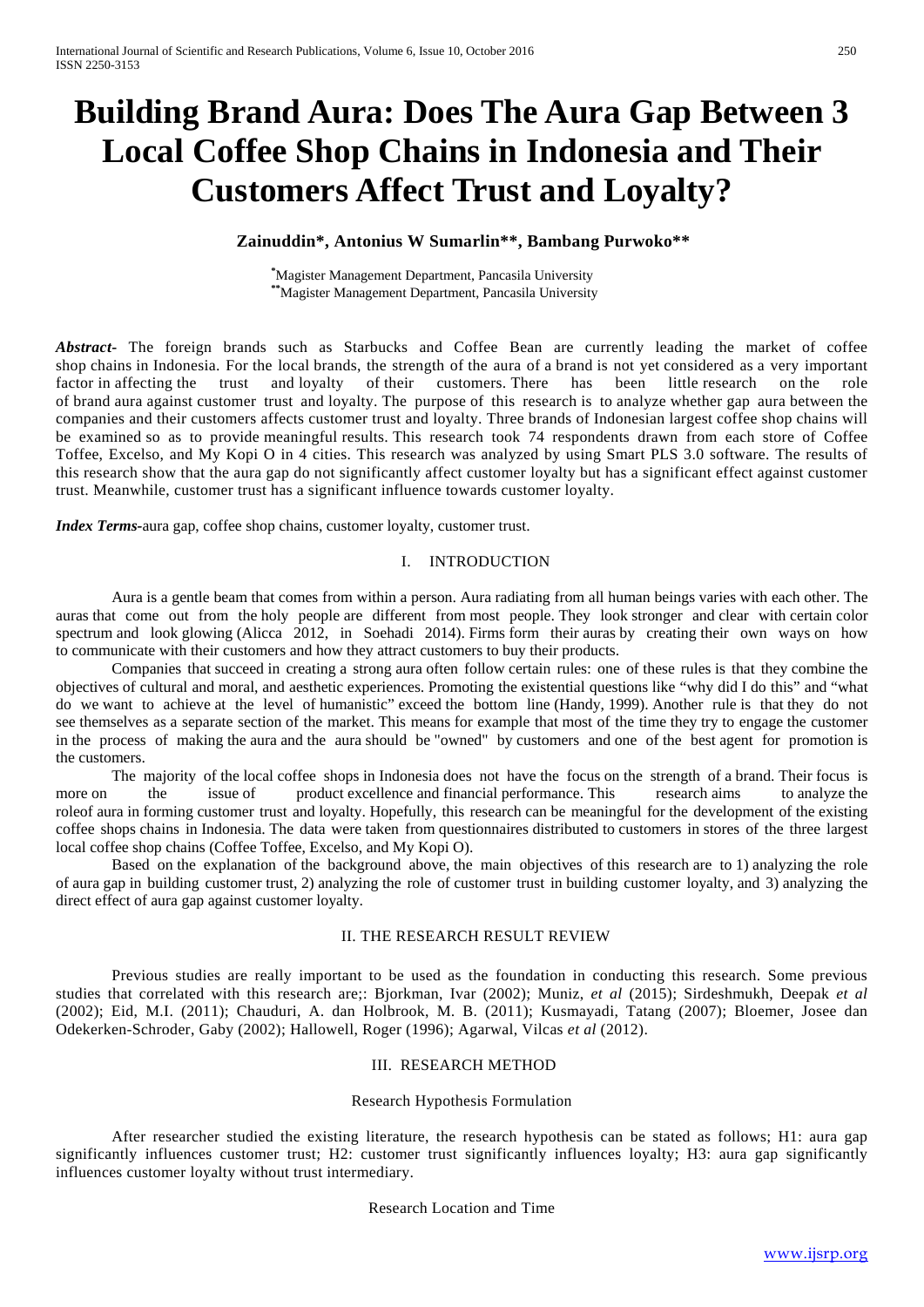# Building Brand Aura: Does The Aura Gap Between 3 Local Coffee Shop Chains in Indonesia and Their Customers Affect Trust and Loyalty?

**Zainuddin*, Antonius W Sumarlin**, Bambang Purwoko****

*Magister Management Department, Pancasila University
**Magister Management Department, Pancasila University

***Abstract-*** The foreign brands such as Starbucks and Coffee Bean are currently leading the market of coffee shop chains in Indonesia. For the local brands, the strength of the aura of a brand is not yet considered as a very important factor in affecting the trust and loyalty of their customers. There has been little research on the role of brand aura against customer trust and loyalty. The purpose of this research is to analyze whether gap aura between the companies and their customers affects customer trust and loyalty. Three brands of Indonesian largest coffee shop chains will be examined so as to provide meaningful results. This research took 74 respondents drawn from each store of Coffee Toffee, Excelso, and My Kopi O in 4 cities. This research was analyzed by using Smart PLS 3.0 software. The results of this research show that the aura gap do not significantly affect customer loyalty but has a significant effect against customer trust. Meanwhile, customer trust has a significant influence towards customer loyalty.

***Index Terms-*** aura gap, coffee shop chains, customer loyalty, customer trust.

## I. INTRODUCTION

Aura is a gentle beam that comes from within a person. Aura radiating from all human beings varies with each other. The auras that come out from the holy people are different from most people. They look stronger and clear with certain color spectrum and look glowing (Alicca 2012, in Soehadi 2014). Firms form their auras by creating their own ways on how to communicate with their customers and how they attract customers to buy their products.

Companies that succeed in creating a strong aura often follow certain rules: one of these rules is that they combine the objectives of cultural and moral, and aesthetic experiences. Promoting the existential questions like "why did I do this" and "what do we want to achieve at the level of humanistic" exceed the bottom line (Handy, 1999). Another rule is that they do not see themselves as a separate section of the market. This means for example that most of the time they try to engage the customer in the process of making the aura and the aura should be "owned" by customers and one of the best agent for promotion is the customers.

The majority of the local coffee shops in Indonesia does not have the focus on the strength of a brand. Their focus is more on the issue of product excellence and financial performance. This research aims to analyze the roleof aura in forming customer trust and loyalty. Hopefully, this research can be meaningful for the development of the existing coffee shops chains in Indonesia. The data were taken from questionnaires distributed to customers in stores of the three largest local coffee shop chains (Coffee Toffee, Excelso, and My Kopi O).

Based on the explanation of the background above, the main objectives of this research are to 1) analyzing the role of aura gap in building customer trust, 2) analyzing the role of customer trust in building customer loyalty, and 3) analyzing the direct effect of aura gap against customer loyalty.

## II. THE RESEARCH RESULT REVIEW

Previous studies are really important to be used as the foundation in conducting this research. Some previous studies that correlated with this research are;: Bjorkman, Ivar (2002); Muniz, *et al* (2015); Sirdeshmukh, Deepak *et al* (2002); Eid, M.I. (2011); Chauduri, A. dan Holbrook, M. B. (2011); Kusmayadi, Tatang (2007); Bloemer, Josee dan Odekerken-Schroder, Gaby (2002); Hallowell, Roger (1996); Agarwal, Vilcas *et al* (2012).

## III. RESEARCH METHOD

### Research Hypothesis Formulation

After researcher studied the existing literature, the research hypothesis can be stated as follows; H1: aura gap significantly influences customer trust; H2: customer trust significantly influences loyalty; H3: aura gap significantly influences customer loyalty without trust intermediary.

### Research Location and Time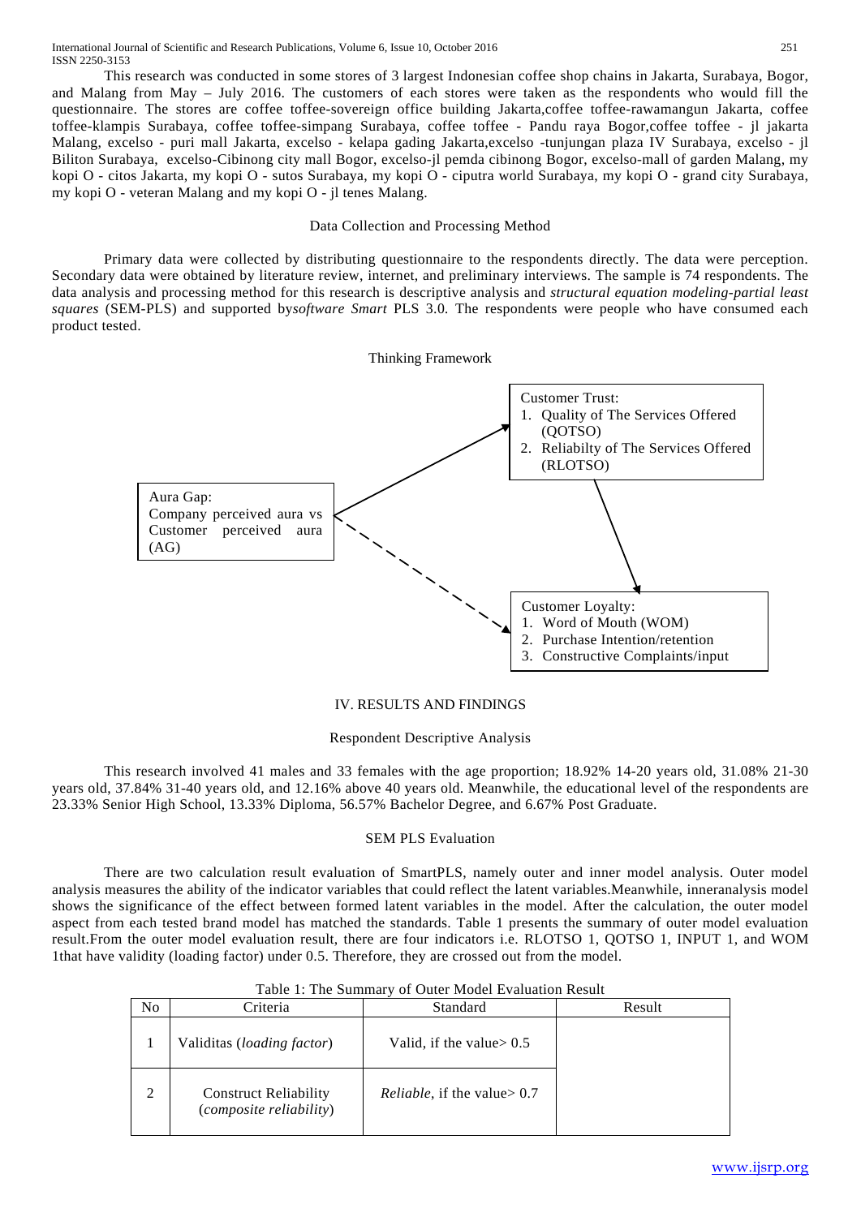This research was conducted in some stores of 3 largest Indonesian coffee shop chains in Jakarta, Surabaya, Bogor, and Malang from May – July 2016. The customers of each stores were taken as the respondents who would fill the questionnaire. The stores are coffee toffee-sovereign office building Jakarta,coffee toffee-rawamangun Jakarta, coffee toffee-klampis Surabaya, coffee toffee-simpang Surabaya, coffee toffee - Pandu raya Bogor,coffee toffee - jl jakarta Malang, excelso - puri mall Jakarta, excelso - kelapa gading Jakarta,excelso -tunjungan plaza IV Surabaya, excelso - jl Biliton Surabaya, excelso-Cibinong city mall Bogor, excelso-jl pemda cibinong Bogor, excelso-mall of garden Malang, my kopi O - citos Jakarta, my kopi O - sutos Surabaya, my kopi O - ciputra world Surabaya, my kopi O - grand city Surabaya, my kopi O - veteran Malang and my kopi O - jl tenes Malang.

### Data Collection and Processing Method

Primary data were collected by distributing questionnaire to the respondents directly. The data were perception. Secondary data were obtained by literature review, internet, and preliminary interviews. The sample is 74 respondents. The data analysis and processing method for this research is descriptive analysis and *structural equation modeling-partial least squares* (SEM-PLS) and supported by*software Smart* PLS 3.0. The respondents were people who have consumed each product tested.

### Thinking Framework

Aura Gap:
Company perceived aura vs Customer perceived aura (AG)

Customer Trust:
1. Quality of The Services Offered (QOTSO)
2. Reliabilty of The Services Offered (RLOTSO)

Customer Loyalty:
1. Word of Mouth (WOM)
2. Purchase Intention/retention
3. Constructive Complaints/input

## IV. RESULTS AND FINDINGS

### Respondent Descriptive Analysis

This research involved 41 males and 33 females with the age proportion; 18.92% 14-20 years old, 31.08% 21-30 years old, 37.84% 31-40 years old, and 12.16% above 40 years old. Meanwhile, the educational level of the respondents are 23.33% Senior High School, 13.33% Diploma, 56.57% Bachelor Degree, and 6.67% Post Graduate.

### SEM PLS Evaluation

There are two calculation result evaluation of SmartPLS, namely outer and inner model analysis. Outer model analysis measures the ability of the indicator variables that could reflect the latent variables.Meanwhile, inneranalysis model shows the significance of the effect between formed latent variables in the model. After the calculation, the outer model aspect from each tested brand model has matched the standards. Table 1 presents the summary of outer model evaluation result.From the outer model evaluation result, there are four indicators i.e. RLOTSO 1, QOTSO 1, INPUT 1, and WOM 1that have validity (loading factor) under 0.5. Therefore, they are crossed out from the model.

Table 1: The Summary of Outer Model Evaluation Result

| No | Criteria | Standard | Result |
|---|---|---|---|
| 1 | Validitas (*loading factor*) | Valid, if the value> 0.5 | |
| 2 | Construct Reliability (*composite reliability*) | *Reliable*, if the value> 0.7 | |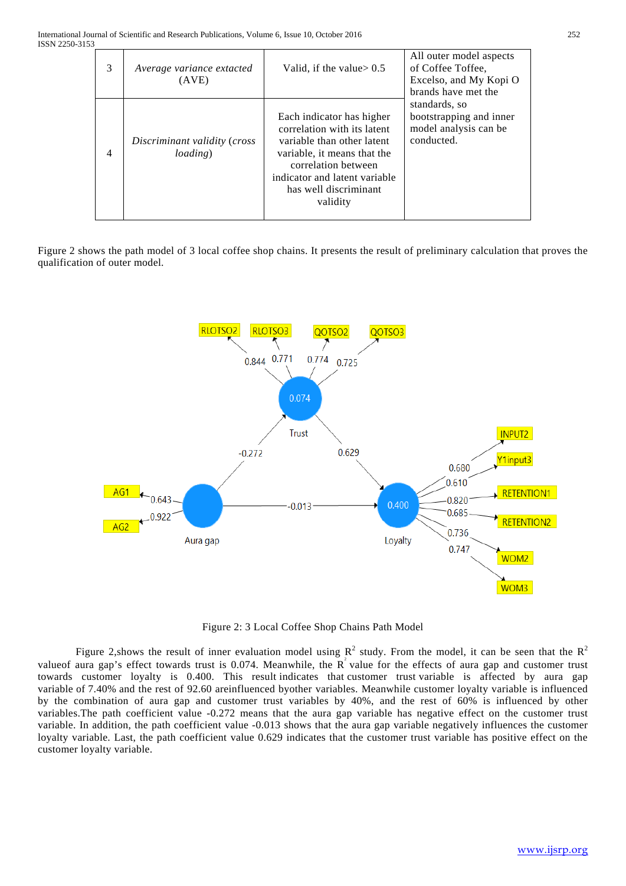| 3 | *Average variance extacted* (AVE) | Valid, if the value> 0.5 | All outer model aspects of Coffee Toffee, Excelso, and My Kopi O brands have met the standards, so bootstrapping and inner model analysis can be conducted. |
|---|---|---|---|
| 4 | *Discriminant validity* (*cross loading*) | Each indicator has higher correlation with its latent variable than other latent variable, it means that the correlation between indicator and latent variable has well discriminant validity | |

Figure 2 shows the path model of 3 local coffee shop chains. It presents the result of preliminary calculation that proves the qualification of outer model.

Figure 2: 3 Local Coffee Shop Chains Path Model

Figure 2,shows the result of inner evaluation model using $R^2$ study. From the model, it can be seen that the $R^2$ valueof aura gap's effect towards trust is 0.074. Meanwhile, the $R^2$ value for the effects of aura gap and customer trust towards customer loyalty is 0.400. This result indicates that customer trust variable is affected by aura gap variable of 7.40% and the rest of 92.60 areinfluenced byother variables. Meanwhile customer loyalty variable is influenced by the combination of aura gap and customer trust variables by 40%, and the rest of 60% is influenced by other variables.The path coefficient value -0.272 means that the aura gap variable has negative effect on the customer trust variable. In addition, the path coefficient value -0.013 shows that the aura gap variable negatively influences the customer loyalty variable. Last, the path coefficient value 0.629 indicates that the customer trust variable has positive effect on the customer loyalty variable.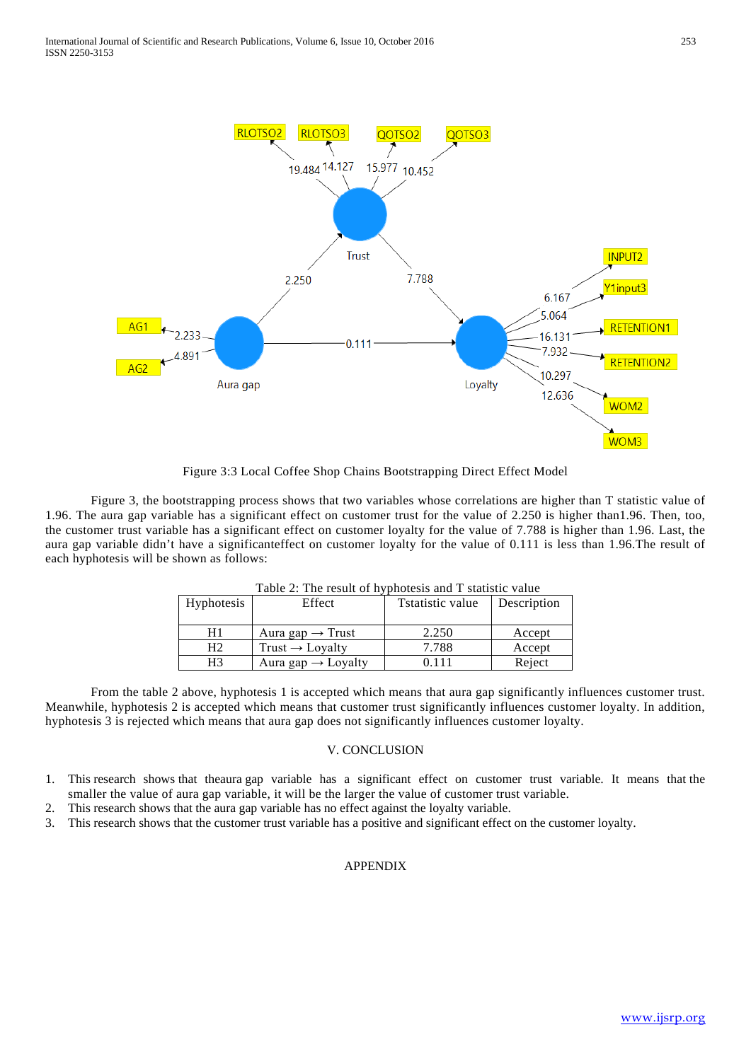Figure 3:3 Local Coffee Shop Chains Bootstrapping Direct Effect Model

Figure 3, the bootstrapping process shows that two variables whose correlations are higher than T statistic value of 1.96. The aura gap variable has a significant effect on customer trust for the value of 2.250 is higher than1.96. Then, too, the customer trust variable has a significant effect on customer loyalty for the value of 7.788 is higher than 1.96. Last, the aura gap variable didn't have a significanteffect on customer loyalty for the value of 0.111 is less than 1.96.The result of each hyphotesis will be shown as follows:

Table 2: The result of hyphotesis and T statistic value

| Hyphotesis | Effect | Tstatistic value | Description |
|---|---|---|---|
| H1 | Aura gap → Trust | 2.250 | Accept |
| H2 | Trust → Loyalty | 7.788 | Accept |
| H3 | Aura gap → Loyalty | 0.111 | Reject |

From the table 2 above, hyphotesis 1 is accepted which means that aura gap significantly influences customer trust. Meanwhile, hyphotesis 2 is accepted which means that customer trust significantly influences customer loyalty. In addition, hyphotesis 3 is rejected which means that aura gap does not significantly influences customer loyalty.

## V. CONCLUSION

1. This research shows that theaura gap variable has a significant effect on customer trust variable. It means that the smaller the value of aura gap variable, it will be the larger the value of customer trust variable.
2. This research shows that the aura gap variable has no effect against the loyalty variable.
3. This research shows that the customer trust variable has a positive and significant effect on the customer loyalty.

## APPENDIX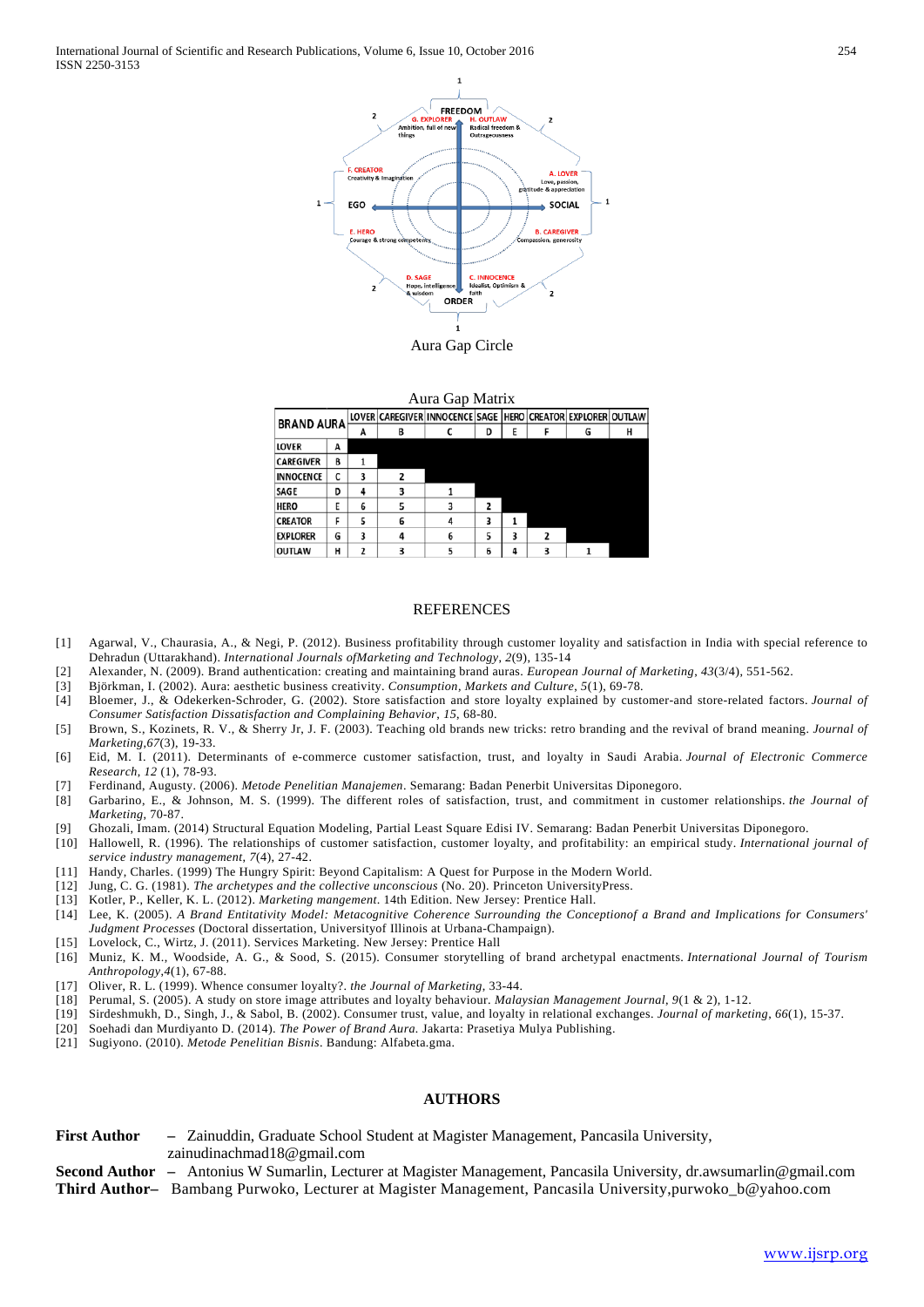1

FREEDOM

G. EXPLORER
Ambition, full of new things

H. OUTLAW
Radical freedom & Outrageousness

F. CREATOR
Creativity & Imagination

A. LOVER
Love, passion, gratitude & appreciation

EGO

SOCIAL

E. HERO
Courage & strong competency

B. CAREGIVER
Compassion, generosity

D. SAGE
Hope, intelligence & wisdom

C. INNOCENCE
Idealist, Optimism & faith

ORDER

2 2 2 2 1 1 1

Aura Gap Circle

Aura Gap Matrix

| BRAND AURA | | LOVER | CAREGIVER | INNOCENCE | SAGE | HERO | CREATOR | EXPLORER | OUTLAW |
|---|---|---|---|---|---|---|---|---|---|
| | | A | B | C | D | E | F | G | H |
| LOVER | A | | | | | | | | |
| CAREGIVER | B | 1 | | | | | | | |
| INNOCENCE | C | 3 | 2 | | | | | | |
| SAGE | D | 4 | 3 | 1 | | | | | |
| HERO | E | 6 | 5 | 3 | 2 | | | | |
| CREATOR | F | 5 | 6 | 4 | 3 | 1 | | | |
| EXPLORER | G | 3 | 4 | 6 | 5 | 3 | 2 | | |
| OUTLAW | H | 2 | 3 | 5 | 6 | 4 | 3 | 1 | |

## REFERENCES

[1] Agarwal, V., Chaurasia, A., & Negi, P. (2012). Business profitability through customer loyality and satisfaction in India with special reference to Dehradun (Uttarakhand). *International Journals ofMarketing and Technology*, *2*(9), 135-14

[2] Alexander, N. (2009). Brand authentication: creating and maintaining brand auras. *European Journal of Marketing*, *43*(3/4), 551-562.

[3] Björkman, I. (2002). Aura: aesthetic business creativity. *Consumption, Markets and Culture*, *5*(1), 69-78.

[4] Bloemer, J., & Odekerken-Schroder, G. (2002). Store satisfaction and store loyalty explained by customer-and store-related factors. *Journal of Consumer Satisfaction Dissatisfaction and Complaining Behavior*, *15*, 68-80.

[5] Brown, S., Kozinets, R. V., & Sherry Jr, J. F. (2003). Teaching old brands new tricks: retro branding and the revival of brand meaning. *Journal of Marketing*,*67*(3), 19-33.

[6] Eid, M. I. (2011). Determinants of e-commerce customer satisfaction, trust, and loyalty in Saudi Arabia. *Journal of Electronic Commerce Research*, *12* (1), 78-93.

[7] Ferdinand, Augusty. (2006). *Metode Penelitian Manajemen*. Semarang: Badan Penerbit Universitas Diponegoro.

[8] Garbarino, E., & Johnson, M. S. (1999). The different roles of satisfaction, trust, and commitment in customer relationships. *the Journal of Marketing*, 70-87.

[9] Ghozali, Imam. (2014) Structural Equation Modeling, Partial Least Square Edisi IV. Semarang: Badan Penerbit Universitas Diponegoro.

[10] Hallowell, R. (1996). The relationships of customer satisfaction, customer loyalty, and profitability: an empirical study. *International journal of service industry management*, *7*(4), 27-42.

[11] Handy, Charles. (1999) The Hungry Spirit: Beyond Capitalism: A Quest for Purpose in the Modern World.

[12] Jung, C. G. (1981). *The archetypes and the collective unconscious* (No. 20). Princeton UniversityPress.

[13] Kotler, P., Keller, K. L. (2012). *Marketing mangement*. 14th Edition. New Jersey: Prentice Hall.

[14] Lee, K. (2005). *A Brand Entitativity Model: Metacognitive Coherence Surrounding the Conceptionof a Brand and Implications for Consumers' Judgment Processes* (Doctoral dissertation, Universityof Illinois at Urbana-Champaign).

[15] Lovelock, C., Wirtz, J. (2011). Services Marketing. New Jersey: Prentice Hall

[16] Muniz, K. M., Woodside, A. G., & Sood, S. (2015). Consumer storytelling of brand archetypal enactments. *International Journal of Tourism Anthropology*,*4*(1), 67-88.

[17] Oliver, R. L. (1999). Whence consumer loyalty?. *the Journal of Marketing*, 33-44.

[18] Perumal, S. (2005). A study on store image attributes and loyalty behaviour. *Malaysian Management Journal*, *9*(1 & 2), 1-12.

[19] Sirdeshmukh, D., Singh, J., & Sabol, B. (2002). Consumer trust, value, and loyalty in relational exchanges. *Journal of marketing*, *66*(1), 15-37.

[20] Soehadi dan Murdiyanto D. (2014). *The Power of Brand Aura*. Jakarta: Prasetiya Mulya Publishing.

[21] Sugiyono. (2010). *Metode Penelitian Bisnis*. Bandung: Alfabeta.gma.

## AUTHORS

**First Author** – Zainuddin, Graduate School Student at Magister Management, Pancasila University, zainudinachmad18@gmail.com

**Second Author** – Antonius W Sumarlin, Lecturer at Magister Management, Pancasila University, dr.awsumarlin@gmail.com

**Third Author**– Bambang Purwoko, Lecturer at Magister Management, Pancasila University,purwoko_b@yahoo.com